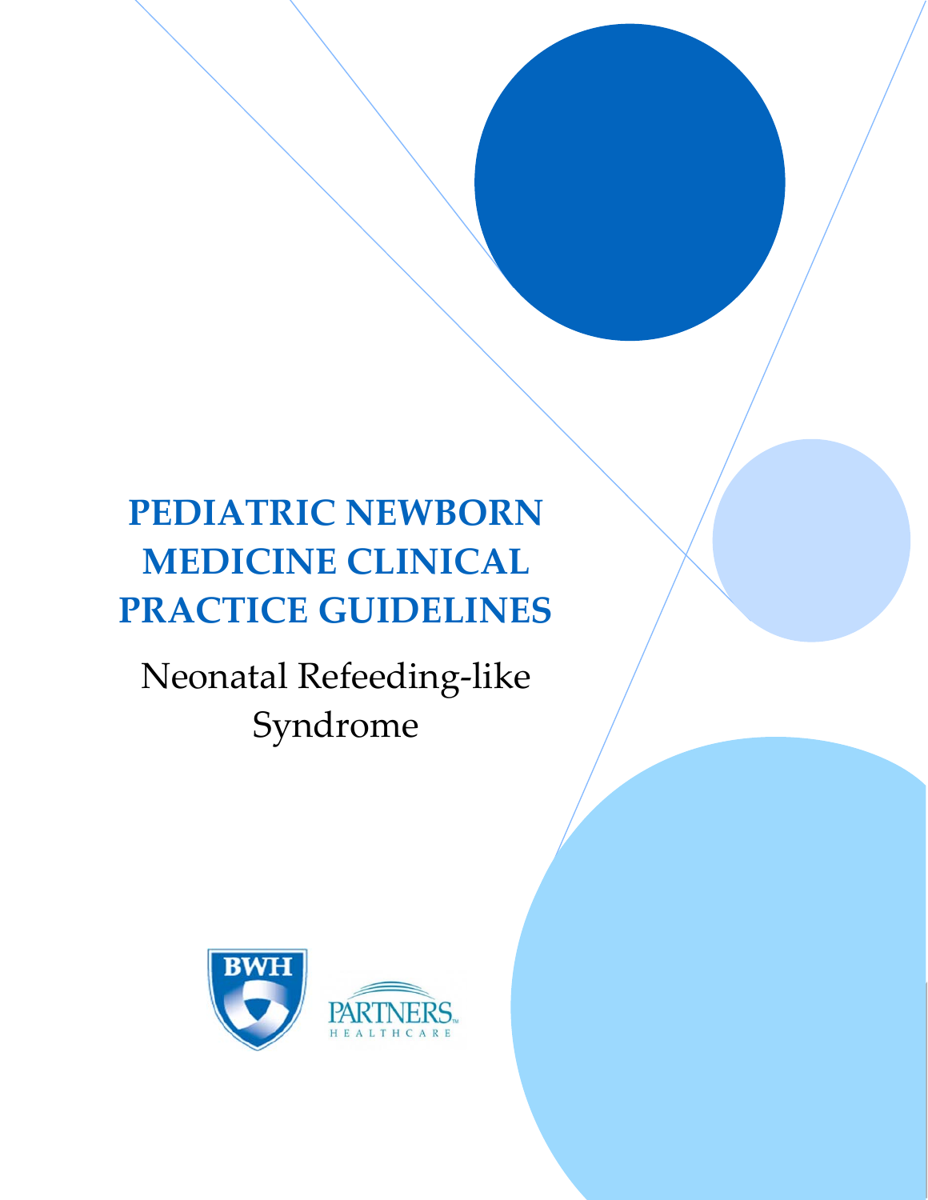# PEDIATRIC NEWBORN MEDICINE CLINICAL PRACTICE GUIDELINES

## Neonatal Refeeding-like Syndrome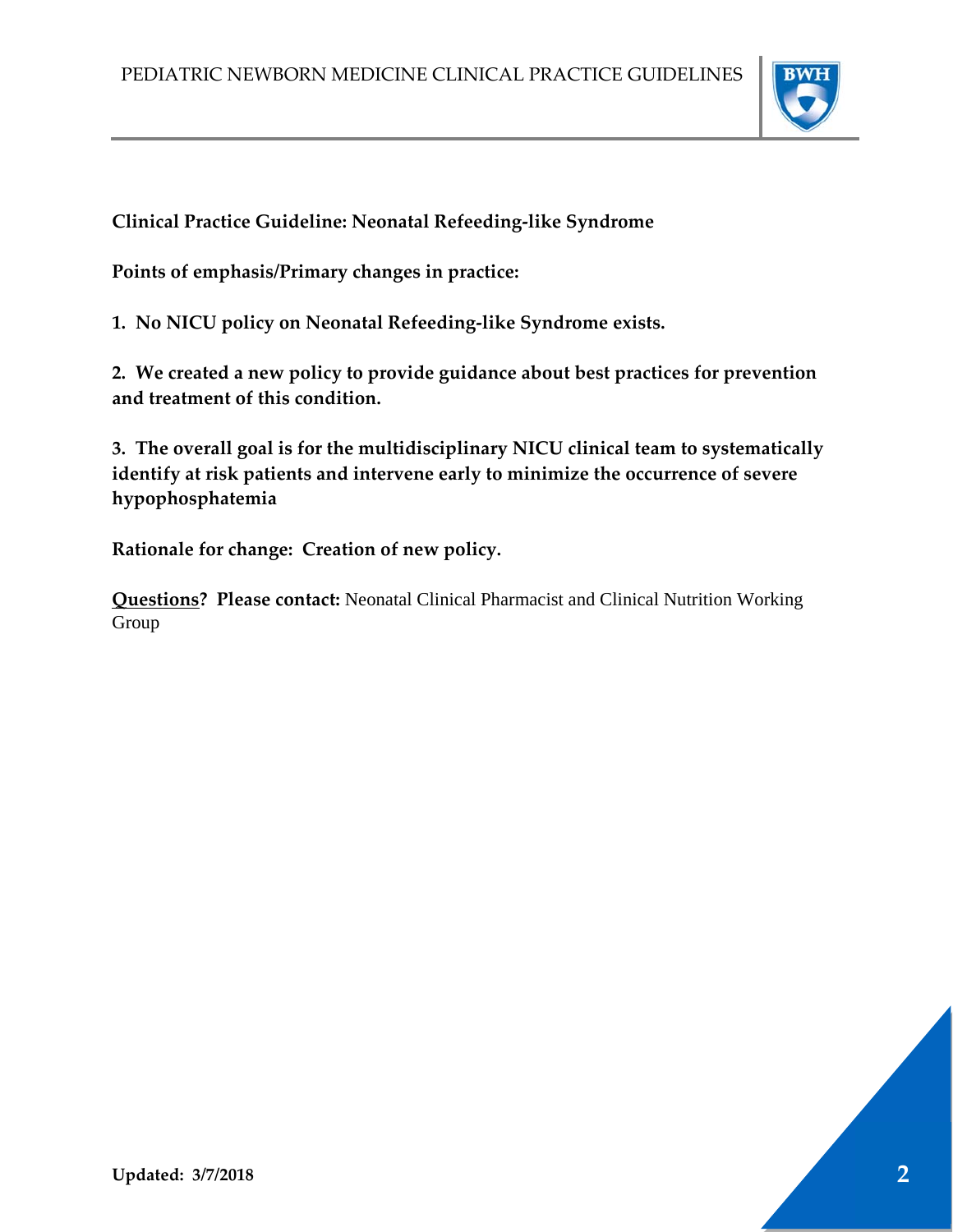**Clinical Practice Guideline: Neonatal Refeeding-like Syndrome**

**Points of emphasis/Primary changes in practice:**

**1. No NICU policy on Neonatal Refeeding-like Syndrome exists.**

**2. We created a new policy to provide guidance about best practices for prevention and treatment of this condition.**

**3. The overall goal is for the multidisciplinary NICU clinical team to systematically identify at risk patients and intervene early to minimize the occurrence of severe hypophosphatemia**

**Rationale for change: Creation of new policy.**

**Questions? Please contact:** Neonatal Clinical Pharmacist and Clinical Nutrition Working Group

**Updated: 3/7/2018**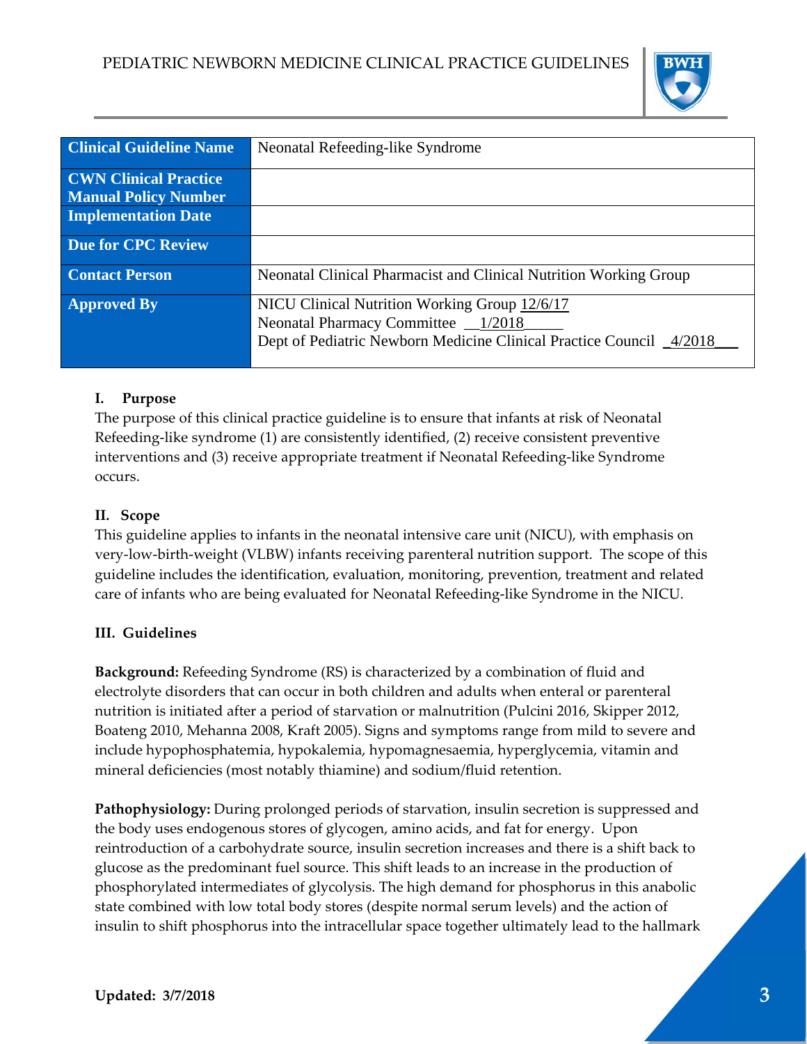| Clinical Guideline Name | Neonatal Refeeding-like Syndrome |
|---|---|
| CWN Clinical Practice Manual Policy Number | |
| Implementation Date | |
| Due for CPC Review | |
| Contact Person | Neonatal Clinical Pharmacist and Clinical Nutrition Working Group |
| Approved By | NICU Clinical Nutrition Working Group 12/6/17<br>Neonatal Pharmacy Committee __1/2018_____<br>Dept of Pediatric Newborn Medicine Clinical Practice Council _4/2018___ |

### I. Purpose

The purpose of this clinical practice guideline is to ensure that infants at risk of Neonatal Refeeding-like syndrome (1) are consistently identified, (2) receive consistent preventive interventions and (3) receive appropriate treatment if Neonatal Refeeding-like Syndrome occurs.

### II. Scope

This guideline applies to infants in the neonatal intensive care unit (NICU), with emphasis on very-low-birth-weight (VLBW) infants receiving parenteral nutrition support. The scope of this guideline includes the identification, evaluation, monitoring, prevention, treatment and related care of infants who are being evaluated for Neonatal Refeeding-like Syndrome in the NICU.

### III. Guidelines

**Background:** Refeeding Syndrome (RS) is characterized by a combination of fluid and electrolyte disorders that can occur in both children and adults when enteral or parenteral nutrition is initiated after a period of starvation or malnutrition (Pulcini 2016, Skipper 2012, Boateng 2010, Mehanna 2008, Kraft 2005). Signs and symptoms range from mild to severe and include hypophosphatemia, hypokalemia, hypomagnesaemia, hyperglycemia, vitamin and mineral deficiencies (most notably thiamine) and sodium/fluid retention.

**Pathophysiology:** During prolonged periods of starvation, insulin secretion is suppressed and the body uses endogenous stores of glycogen, amino acids, and fat for energy. Upon reintroduction of a carbohydrate source, insulin secretion increases and there is a shift back to glucose as the predominant fuel source. This shift leads to an increase in the production of phosphorylated intermediates of glycolysis. The high demand for phosphorus in this anabolic state combined with low total body stores (despite normal serum levels) and the action of insulin to shift phosphorus into the intracellular space together ultimately lead to the hallmark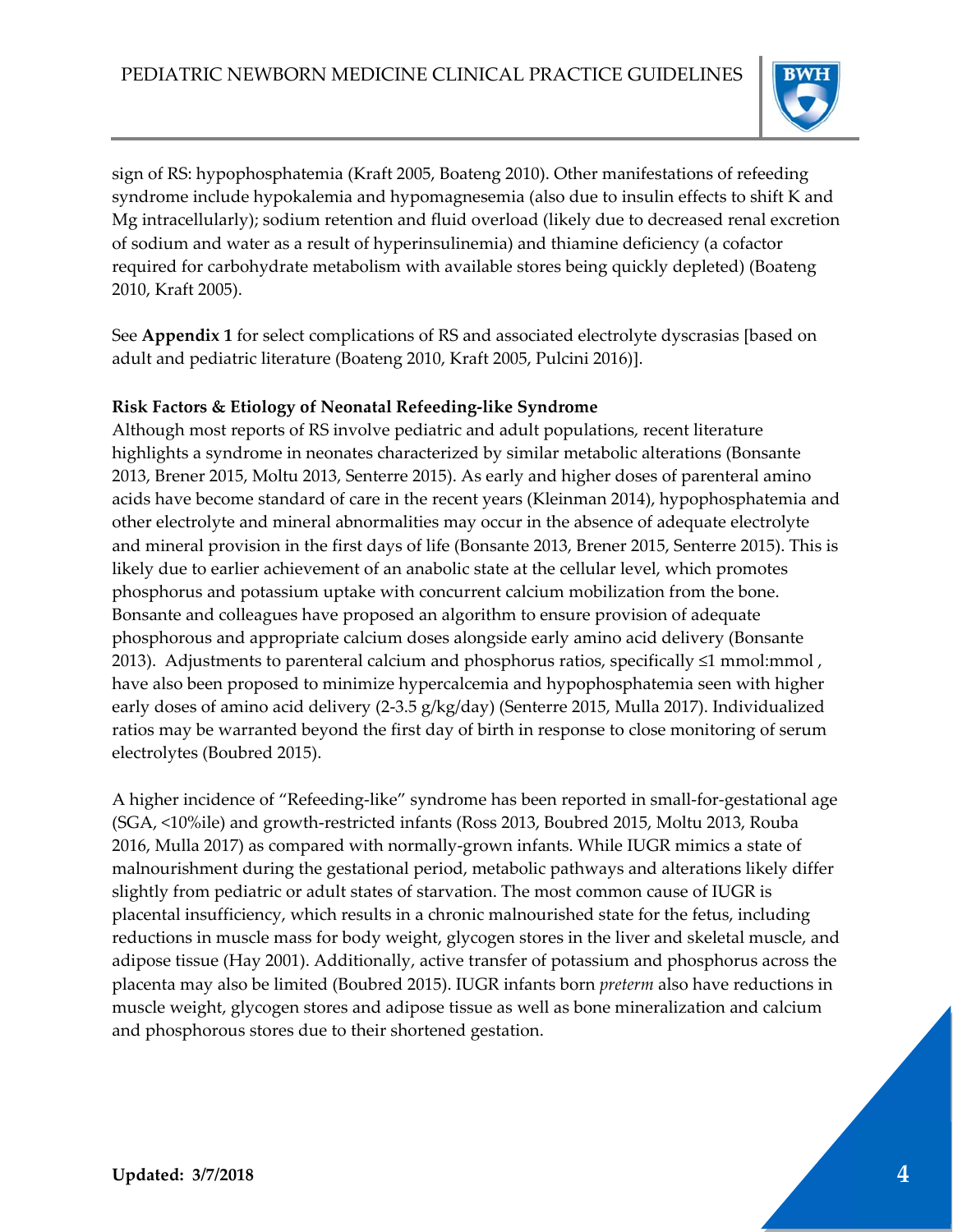sign of RS: hypophosphatemia (Kraft 2005, Boateng 2010). Other manifestations of refeeding syndrome include hypokalemia and hypomagnesemia (also due to insulin effects to shift K and Mg intracellularly); sodium retention and fluid overload (likely due to decreased renal excretion of sodium and water as a result of hyperinsulinemia) and thiamine deficiency (a cofactor required for carbohydrate metabolism with available stores being quickly depleted) (Boateng 2010, Kraft 2005).

See **Appendix 1** for select complications of RS and associated electrolyte dyscrasias [based on adult and pediatric literature (Boateng 2010, Kraft 2005, Pulcini 2016)].

**Risk Factors & Etiology of Neonatal Refeeding-like Syndrome**

Although most reports of RS involve pediatric and adult populations, recent literature highlights a syndrome in neonates characterized by similar metabolic alterations (Bonsante 2013, Brener 2015, Moltu 2013, Senterre 2015). As early and higher doses of parenteral amino acids have become standard of care in the recent years (Kleinman 2014), hypophosphatemia and other electrolyte and mineral abnormalities may occur in the absence of adequate electrolyte and mineral provision in the first days of life (Bonsante 2013, Brener 2015, Senterre 2015). This is likely due to earlier achievement of an anabolic state at the cellular level, which promotes phosphorus and potassium uptake with concurrent calcium mobilization from the bone. Bonsante and colleagues have proposed an algorithm to ensure provision of adequate phosphorous and appropriate calcium doses alongside early amino acid delivery (Bonsante 2013). Adjustments to parenteral calcium and phosphorus ratios, specifically ≤1 mmol:mmol , have also been proposed to minimize hypercalcemia and hypophosphatemia seen with higher early doses of amino acid delivery (2-3.5 g/kg/day) (Senterre 2015, Mulla 2017). Individualized ratios may be warranted beyond the first day of birth in response to close monitoring of serum electrolytes (Boubred 2015).

A higher incidence of "Refeeding-like" syndrome has been reported in small-for-gestational age (SGA, <10%ile) and growth-restricted infants (Ross 2013, Boubred 2015, Moltu 2013, Rouba 2016, Mulla 2017) as compared with normally-grown infants. While IUGR mimics a state of malnourishment during the gestational period, metabolic pathways and alterations likely differ slightly from pediatric or adult states of starvation. The most common cause of IUGR is placental insufficiency, which results in a chronic malnourished state for the fetus, including reductions in muscle mass for body weight, glycogen stores in the liver and skeletal muscle, and adipose tissue (Hay 2001). Additionally, active transfer of potassium and phosphorus across the placenta may also be limited (Boubred 2015). IUGR infants born *preterm* also have reductions in muscle weight, glycogen stores and adipose tissue as well as bone mineralization and calcium and phosphorous stores due to their shortened gestation.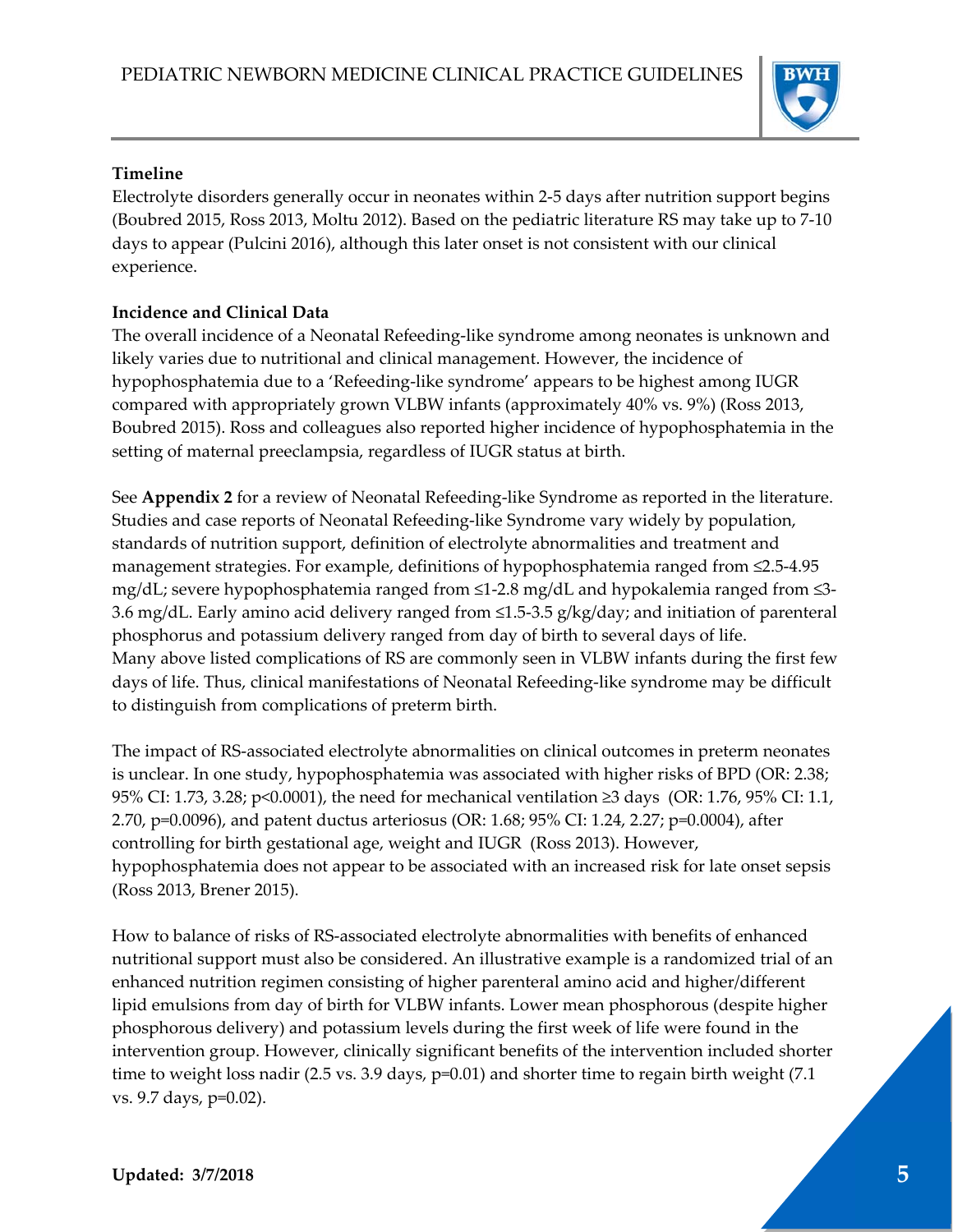**Timeline**

Electrolyte disorders generally occur in neonates within 2-5 days after nutrition support begins (Boubred 2015, Ross 2013, Moltu 2012). Based on the pediatric literature RS may take up to 7-10 days to appear (Pulcini 2016), although this later onset is not consistent with our clinical experience.

**Incidence and Clinical Data**

The overall incidence of a Neonatal Refeeding-like syndrome among neonates is unknown and likely varies due to nutritional and clinical management. However, the incidence of hypophosphatemia due to a 'Refeeding-like syndrome' appears to be highest among IUGR compared with appropriately grown VLBW infants (approximately 40% vs. 9%) (Ross 2013, Boubred 2015). Ross and colleagues also reported higher incidence of hypophosphatemia in the setting of maternal preeclampsia, regardless of IUGR status at birth.

See **Appendix 2** for a review of Neonatal Refeeding-like Syndrome as reported in the literature. Studies and case reports of Neonatal Refeeding-like Syndrome vary widely by population, standards of nutrition support, definition of electrolyte abnormalities and treatment and management strategies. For example, definitions of hypophosphatemia ranged from ≤2.5-4.95 mg/dL; severe hypophosphatemia ranged from ≤1-2.8 mg/dL and hypokalemia ranged from ≤3-3.6 mg/dL. Early amino acid delivery ranged from ≤1.5-3.5 g/kg/day; and initiation of parenteral phosphorus and potassium delivery ranged from day of birth to several days of life. Many above listed complications of RS are commonly seen in VLBW infants during the first few days of life. Thus, clinical manifestations of Neonatal Refeeding-like syndrome may be difficult to distinguish from complications of preterm birth.

The impact of RS-associated electrolyte abnormalities on clinical outcomes in preterm neonates is unclear. In one study, hypophosphatemia was associated with higher risks of BPD (OR: 2.38; 95% CI: 1.73, 3.28; p<0.0001), the need for mechanical ventilation ≥3 days (OR: 1.76, 95% CI: 1.1, 2.70, p=0.0096), and patent ductus arteriosus (OR: 1.68; 95% CI: 1.24, 2.27; p=0.0004), after controlling for birth gestational age, weight and IUGR (Ross 2013). However, hypophosphatemia does not appear to be associated with an increased risk for late onset sepsis (Ross 2013, Brener 2015).

How to balance of risks of RS-associated electrolyte abnormalities with benefits of enhanced nutritional support must also be considered. An illustrative example is a randomized trial of an enhanced nutrition regimen consisting of higher parenteral amino acid and higher/different lipid emulsions from day of birth for VLBW infants. Lower mean phosphorous (despite higher phosphorous delivery) and potassium levels during the first week of life were found in the intervention group. However, clinically significant benefits of the intervention included shorter time to weight loss nadir (2.5 vs. 3.9 days, p=0.01) and shorter time to regain birth weight (7.1 vs. 9.7 days, p=0.02).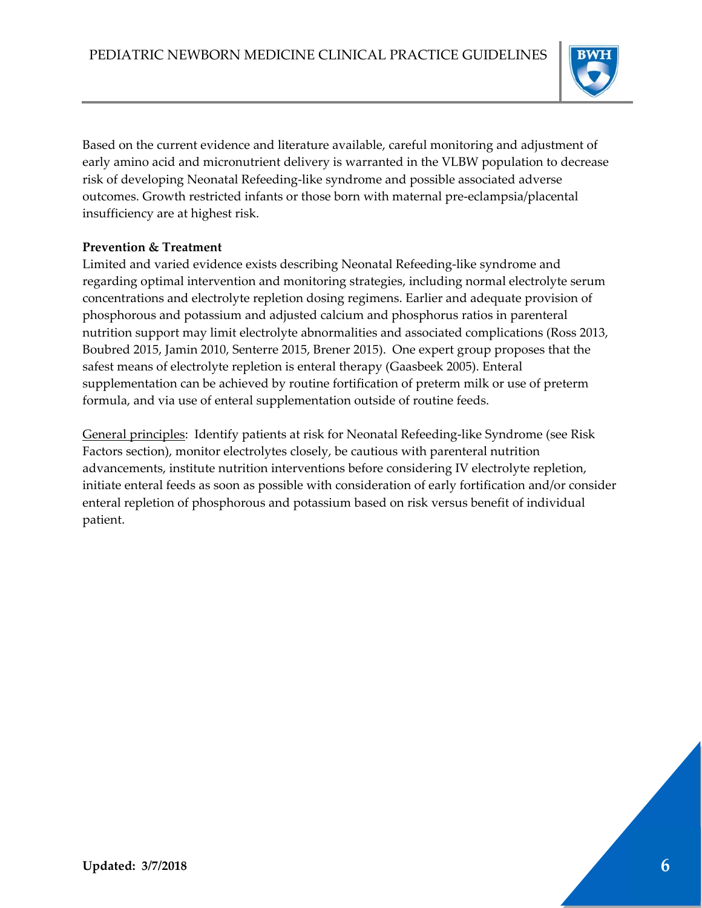Based on the current evidence and literature available, careful monitoring and adjustment of early amino acid and micronutrient delivery is warranted in the VLBW population to decrease risk of developing Neonatal Refeeding-like syndrome and possible associated adverse outcomes. Growth restricted infants or those born with maternal pre-eclampsia/placental insufficiency are at highest risk.

**Prevention & Treatment**

Limited and varied evidence exists describing Neonatal Refeeding-like syndrome and regarding optimal intervention and monitoring strategies, including normal electrolyte serum concentrations and electrolyte repletion dosing regimens. Earlier and adequate provision of phosphorous and potassium and adjusted calcium and phosphorus ratios in parenteral nutrition support may limit electrolyte abnormalities and associated complications (Ross 2013, Boubred 2015, Jamin 2010, Senterre 2015, Brener 2015). One expert group proposes that the safest means of electrolyte repletion is enteral therapy (Gaasbeek 2005). Enteral supplementation can be achieved by routine fortification of preterm milk or use of preterm formula, and via use of enteral supplementation outside of routine feeds.

<u>General principles</u>: Identify patients at risk for Neonatal Refeeding-like Syndrome (see Risk Factors section), monitor electrolytes closely, be cautious with parenteral nutrition advancements, institute nutrition interventions before considering IV electrolyte repletion, initiate enteral feeds as soon as possible with consideration of early fortification and/or consider enteral repletion of phosphorous and potassium based on risk versus benefit of individual patient.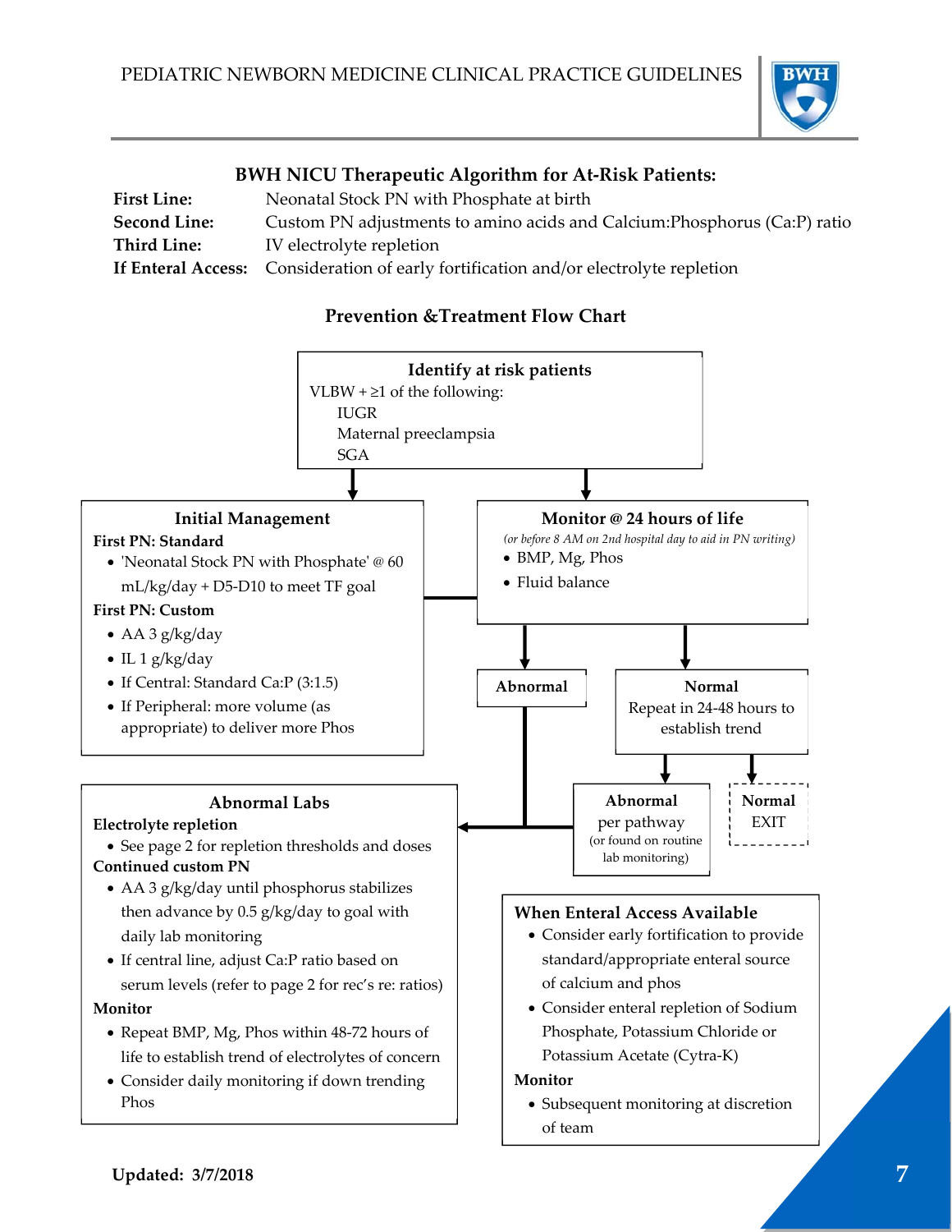## BWH NICU Therapeutic Algorithm for At-Risk Patients:

| | |
|---|---|
| **First Line:** | Neonatal Stock PN with Phosphate at birth |
| **Second Line:** | Custom PN adjustments to amino acids and Calcium:Phosphorus (Ca:P) ratio |
| **Third Line:** | IV electrolyte repletion |
| **If Enteral Access:** | Consideration of early fortification and/or electrolyte repletion |

## Prevention &Treatment Flow Chart

**Identify at risk patients**

VLBW + ≥1 of the following:
- IUGR
- Maternal preeclampsia
- SGA

**Initial Management**

**First PN: Standard**
- 'Neonatal Stock PN with Phosphate' @ 60 mL/kg/day + D5-D10 to meet TF goal

**First PN: Custom**
- AA 3 g/kg/day
- IL 1 g/kg/day
- If Central: Standard Ca:P (3:1.5)
- If Peripheral: more volume (as appropriate) to deliver more Phos

**Monitor @ 24 hours of life**

*(or before 8 AM on 2nd hospital day to aid in PN writing)*
- BMP, Mg, Phos
- Fluid balance

**Abnormal** → Abnormal Labs

**Normal**
Repeat in 24-48 hours to establish trend
- **Abnormal** per pathway (or found on routine lab monitoring) → Abnormal Labs
- **Normal** EXIT

**Abnormal Labs**

**Electrolyte repletion**
- See page 2 for repletion thresholds and doses

**Continued custom PN**
- AA 3 g/kg/day until phosphorus stabilizes then advance by 0.5 g/kg/day to goal with daily lab monitoring
- If central line, adjust Ca:P ratio based on serum levels (refer to page 2 for rec's re: ratios)

**Monitor**
- Repeat BMP, Mg, Phos within 48-72 hours of life to establish trend of electrolytes of concern
- Consider daily monitoring if down trending Phos

**When Enteral Access Available**
- Consider early fortification to provide standard/appropriate enteral source of calcium and phos
- Consider enteral repletion of Sodium Phosphate, Potassium Chloride or Potassium Acetate (Cytra-K)

**Monitor**
- Subsequent monitoring at discretion of team

**Updated: 3/7/2018**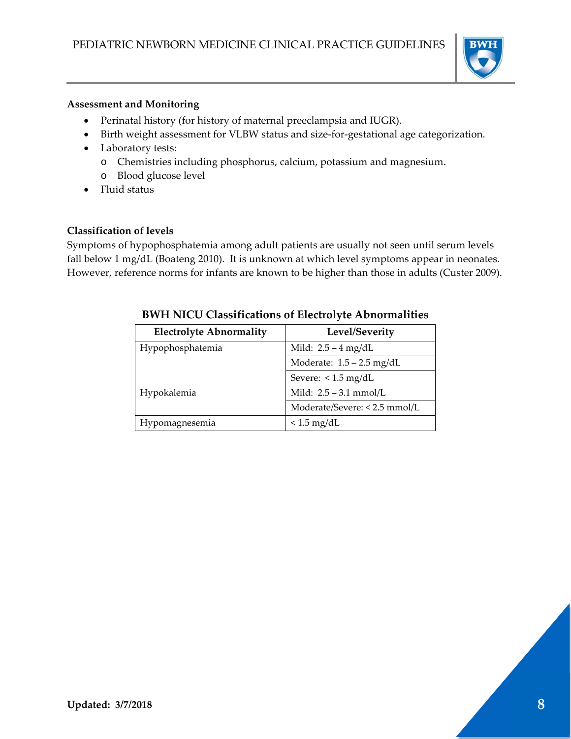**Assessment and Monitoring**

- Perinatal history (for history of maternal preeclampsia and IUGR).
- Birth weight assessment for VLBW status and size-for-gestational age categorization.
- Laboratory tests:
  - Chemistries including phosphorus, calcium, potassium and magnesium.
  - Blood glucose level
- Fluid status

**Classification of levels**

Symptoms of hypophosphatemia among adult patients are usually not seen until serum levels fall below 1 mg/dL (Boateng 2010). It is unknown at which level symptoms appear in neonates. However, reference norms for infants are known to be higher than those in adults (Custer 2009).

**BWH NICU Classifications of Electrolyte Abnormalities**

| Electrolyte Abnormality | Level/Severity |
|---|---|
| Hypophosphatemia | Mild: 2.5 – 4 mg/dL |
| | Moderate: 1.5 – 2.5 mg/dL |
| | Severe: < 1.5 mg/dL |
| Hypokalemia | Mild: 2.5 – 3.1 mmol/L |
| | Moderate/Severe: < 2.5 mmol/L |
| Hypomagnesemia | < 1.5 mg/dL |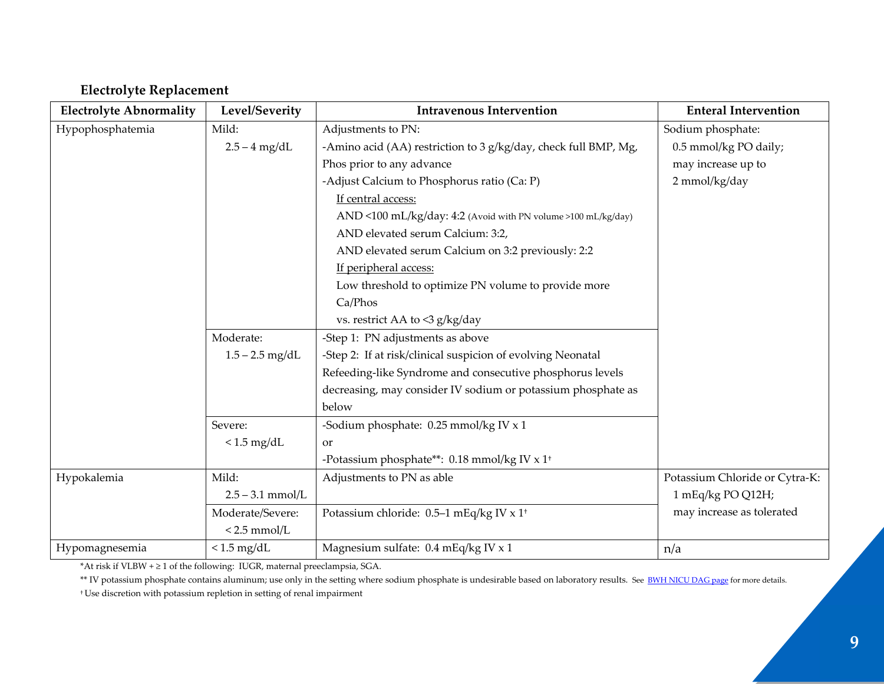### Electrolyte Replacement

| Electrolyte Abnormality | Level/Severity | Intravenous Intervention | Enteral Intervention |
|---|---|---|---|
| Hypophosphatemia | Mild: 2.5 – 4 mg/dL | Adjustments to PN:<br>-Amino acid (AA) restriction to 3 g/kg/day, check full BMP, Mg, Phos prior to any advance<br>-Adjust Calcium to Phosphorus ratio (Ca: P)<br>If central access:<br>AND <100 mL/kg/day: 4:2 (Avoid with PN volume >100 mL/kg/day)<br>AND elevated serum Calcium: 3:2,<br>AND elevated serum Calcium on 3:2 previously: 2:2<br>If peripheral access:<br>Low threshold to optimize PN volume to provide more Ca/Phos<br>vs. restrict AA to <3 g/kg/day | Sodium phosphate:<br>0.5 mmol/kg PO daily;<br>may increase up to<br>2 mmol/kg/day |
| | Moderate: 1.5 – 2.5 mg/dL | -Step 1: PN adjustments as above<br>-Step 2: If at risk/clinical suspicion of evolving Neonatal Refeeding-like Syndrome and consecutive phosphorus levels decreasing, may consider IV sodium or potassium phosphate as below | |
| | Severe: < 1.5 mg/dL | -Sodium phosphate: 0.25 mmol/kg IV x 1<br>or<br>-Potassium phosphate**: 0.18 mmol/kg IV x 1† | |
| Hypokalemia | Mild: 2.5 – 3.1 mmol/L | Adjustments to PN as able | Potassium Chloride or Cytra-K:<br>1 mEq/kg PO Q12H;<br>may increase as tolerated |
| | Moderate/Severe: < 2.5 mmol/L | Potassium chloride: 0.5–1 mEq/kg IV x 1† | |
| Hypomagnesemia | < 1.5 mg/dL | Magnesium sulfate: 0.4 mEq/kg IV x 1 | n/a |

*At risk if VLBW + ≥ 1 of the following: IUGR, maternal preeclampsia, SGA.

** IV potassium phosphate contains aluminum; use only in the setting where sodium phosphate is undesirable based on laboratory results. See BWH NICU DAG page for more details.

† Use discretion with potassium repletion in setting of renal impairment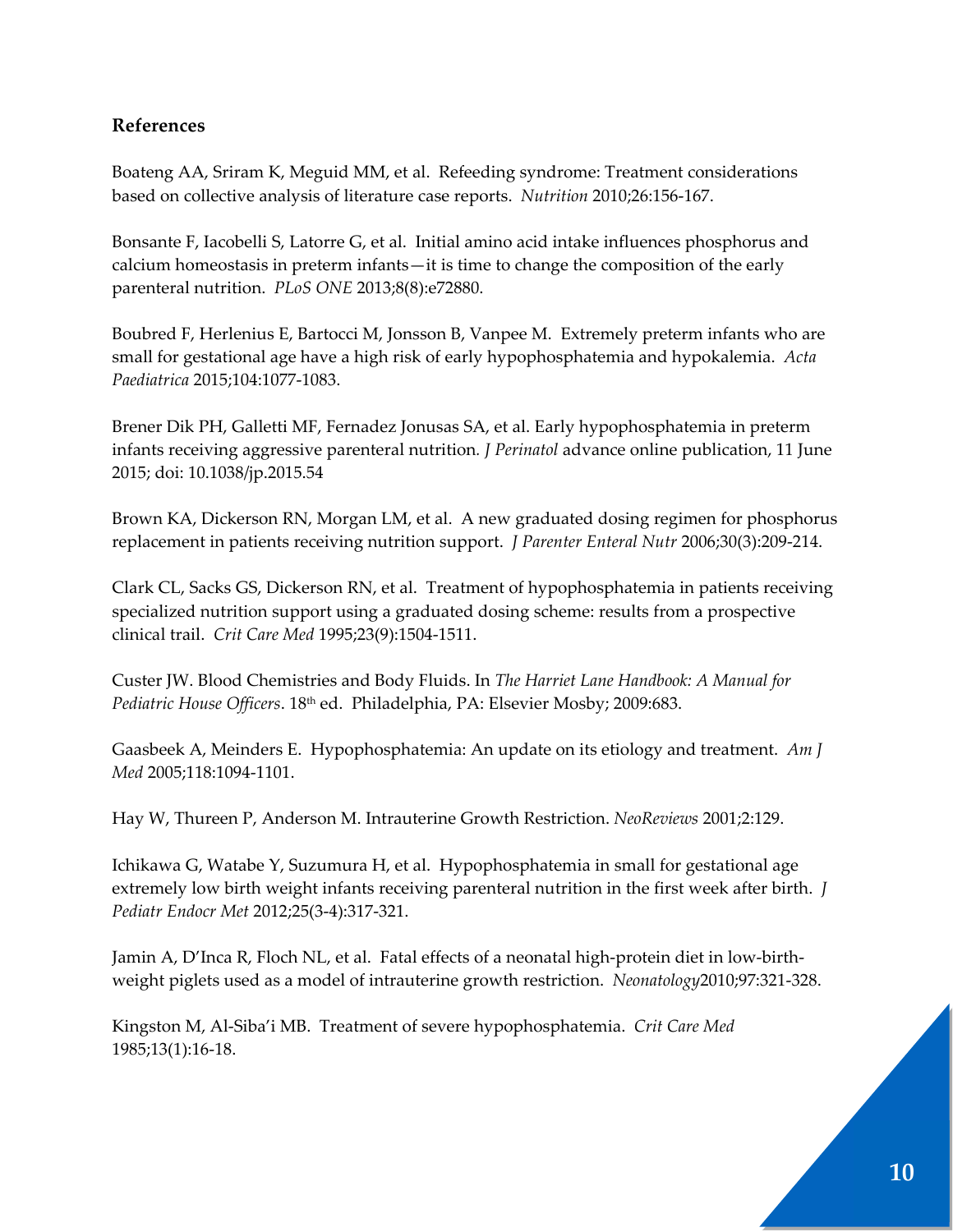## References

Boateng AA, Sriram K, Meguid MM, et al. Refeeding syndrome: Treatment considerations based on collective analysis of literature case reports. *Nutrition* 2010;26:156-167.

Bonsante F, Iacobelli S, Latorre G, et al. Initial amino acid intake influences phosphorus and calcium homeostasis in preterm infants—it is time to change the composition of the early parenteral nutrition. *PLoS ONE* 2013;8(8):e72880.

Boubred F, Herlenius E, Bartocci M, Jonsson B, Vanpee M. Extremely preterm infants who are small for gestational age have a high risk of early hypophosphatemia and hypokalemia. *Acta Paediatrica* 2015;104:1077-1083.

Brener Dik PH, Galletti MF, Fernadez Jonusas SA, et al. Early hypophosphatemia in preterm infants receiving aggressive parenteral nutrition*. J Perinatol* advance online publication, 11 June 2015; doi: 10.1038/jp.2015.54

Brown KA, Dickerson RN, Morgan LM, et al. A new graduated dosing regimen for phosphorus replacement in patients receiving nutrition support. *J Parenter Enteral Nutr* 2006;30(3):209-214.

Clark CL, Sacks GS, Dickerson RN, et al. Treatment of hypophosphatemia in patients receiving specialized nutrition support using a graduated dosing scheme: results from a prospective clinical trail. *Crit Care Med* 1995;23(9):1504-1511.

Custer JW. Blood Chemistries and Body Fluids. In *The Harriet Lane Handbook: A Manual for Pediatric House Officers*. 18th ed. Philadelphia, PA: Elsevier Mosby; 2009:683.

Gaasbeek A, Meinders E. Hypophosphatemia: An update on its etiology and treatment. *Am J Med* 2005;118:1094-1101.

Hay W, Thureen P, Anderson M. Intrauterine Growth Restriction. *NeoReviews* 2001;2:129.

Ichikawa G, Watabe Y, Suzumura H, et al. Hypophosphatemia in small for gestational age extremely low birth weight infants receiving parenteral nutrition in the first week after birth. *J Pediatr Endocr Met* 2012;25(3-4):317-321.

Jamin A, D'Inca R, Floch NL, et al. Fatal effects of a neonatal high-protein diet in low-birth-weight piglets used as a model of intrauterine growth restriction. *Neonatology*2010;97:321-328.

Kingston M, Al-Siba'i MB. Treatment of severe hypophosphatemia. *Crit Care Med* 1985;13(1):16-18.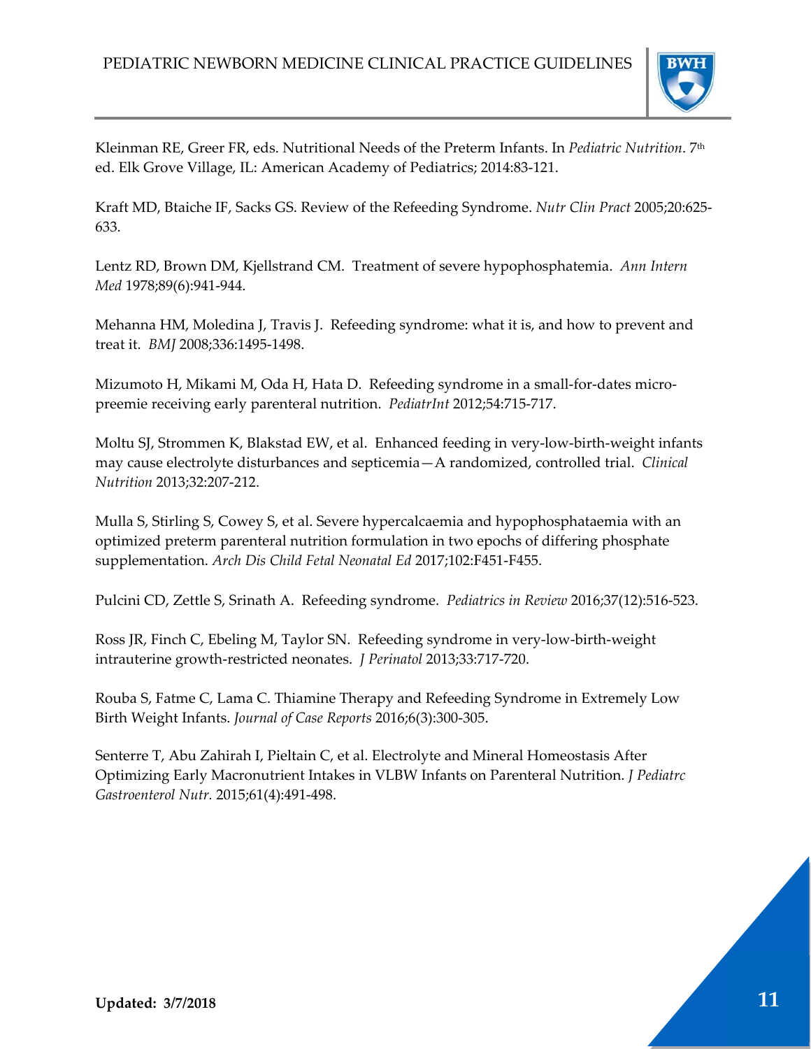Kleinman RE, Greer FR, eds. Nutritional Needs of the Preterm Infants. In *Pediatric Nutrition*. 7th ed. Elk Grove Village, IL: American Academy of Pediatrics; 2014:83-121.

Kraft MD, Btaiche IF, Sacks GS. Review of the Refeeding Syndrome. *Nutr Clin Pract* 2005;20:625-633.

Lentz RD, Brown DM, Kjellstrand CM. Treatment of severe hypophosphatemia. *Ann Intern Med* 1978;89(6):941-944.

Mehanna HM, Moledina J, Travis J. Refeeding syndrome: what it is, and how to prevent and treat it. *BMJ* 2008;336:1495-1498.

Mizumoto H, Mikami M, Oda H, Hata D. Refeeding syndrome in a small-for-dates micro-preemie receiving early parenteral nutrition. *PediatrInt* 2012;54:715-717.

Moltu SJ, Strommen K, Blakstad EW, et al. Enhanced feeding in very-low-birth-weight infants may cause electrolyte disturbances and septicemia—A randomized, controlled trial. *Clinical Nutrition* 2013;32:207-212.

Mulla S, Stirling S, Cowey S, et al. Severe hypercalcaemia and hypophosphataemia with an optimized preterm parenteral nutrition formulation in two epochs of differing phosphate supplementation. *Arch Dis Child Fetal Neonatal Ed* 2017;102:F451-F455.

Pulcini CD, Zettle S, Srinath A. Refeeding syndrome. *Pediatrics in Review* 2016;37(12):516-523.

Ross JR, Finch C, Ebeling M, Taylor SN. Refeeding syndrome in very-low-birth-weight intrauterine growth-restricted neonates. *J Perinatol* 2013;33:717-720.

Rouba S, Fatme C, Lama C. Thiamine Therapy and Refeeding Syndrome in Extremely Low Birth Weight Infants. *Journal of Case Reports* 2016;6(3):300-305.

Senterre T, Abu Zahirah I, Pieltain C, et al. Electrolyte and Mineral Homeostasis After Optimizing Early Macronutrient Intakes in VLBW Infants on Parenteral Nutrition. *J Pediatrc Gastroenterol Nutr.* 2015;61(4):491-498.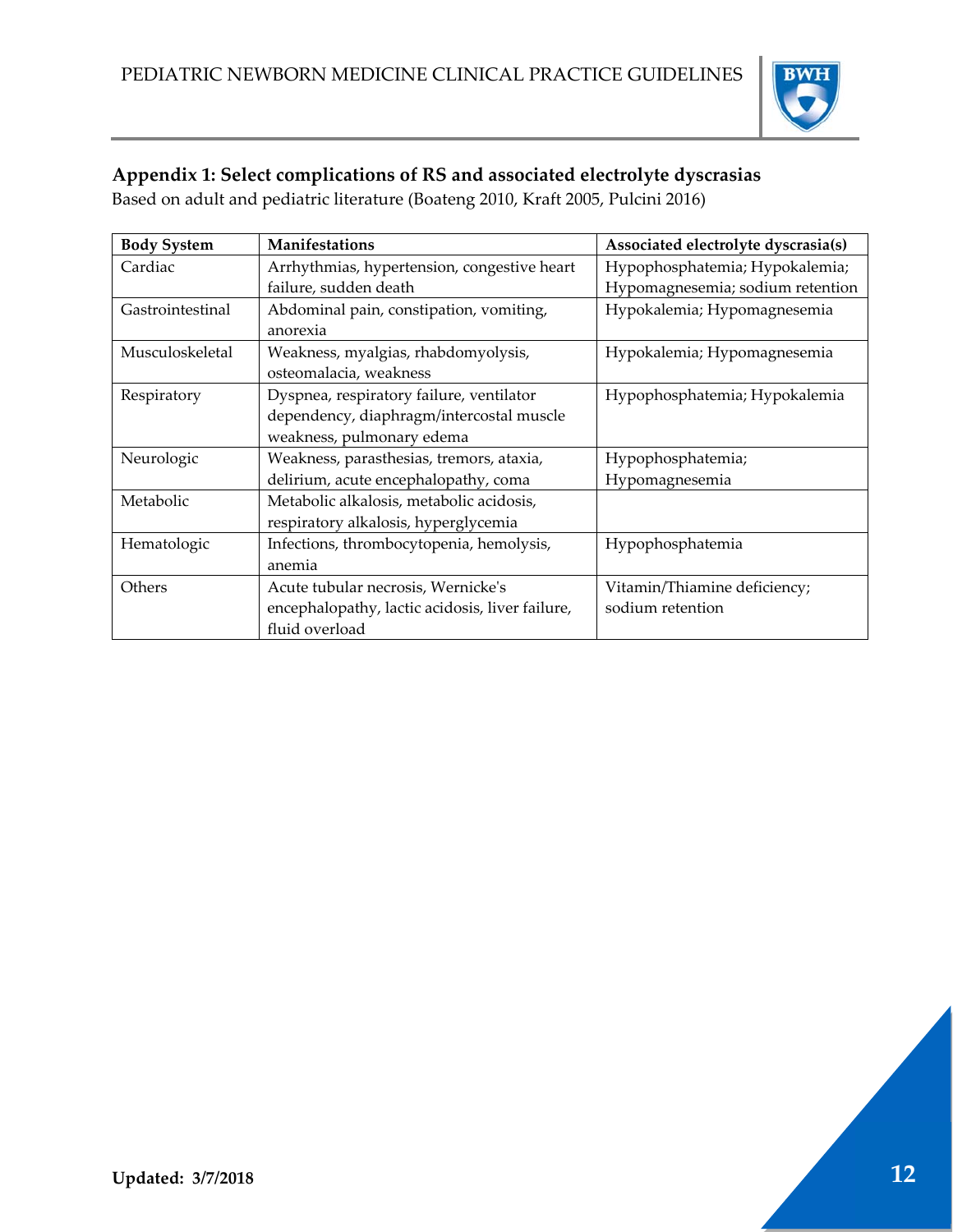## Appendix 1: Select complications of RS and associated electrolyte dyscrasias

Based on adult and pediatric literature (Boateng 2010, Kraft 2005, Pulcini 2016)

| Body System | Manifestations | Associated electrolyte dyscrasia(s) |
|---|---|---|
| Cardiac | Arrhythmias, hypertension, congestive heart failure, sudden death | Hypophosphatemia; Hypokalemia; Hypomagnesemia; sodium retention |
| Gastrointestinal | Abdominal pain, constipation, vomiting, anorexia | Hypokalemia; Hypomagnesemia |
| Musculoskeletal | Weakness, myalgias, rhabdomyolysis, osteomalacia, weakness | Hypokalemia; Hypomagnesemia |
| Respiratory | Dyspnea, respiratory failure, ventilator dependency, diaphragm/intercostal muscle weakness, pulmonary edema | Hypophosphatemia; Hypokalemia |
| Neurologic | Weakness, parasthesias, tremors, ataxia, delirium, acute encephalopathy, coma | Hypophosphatemia; Hypomagnesemia |
| Metabolic | Metabolic alkalosis, metabolic acidosis, respiratory alkalosis, hyperglycemia | |
| Hematologic | Infections, thrombocytopenia, hemolysis, anemia | Hypophosphatemia |
| Others | Acute tubular necrosis, Wernicke's encephalopathy, lactic acidosis, liver failure, fluid overload | Vitamin/Thiamine deficiency; sodium retention |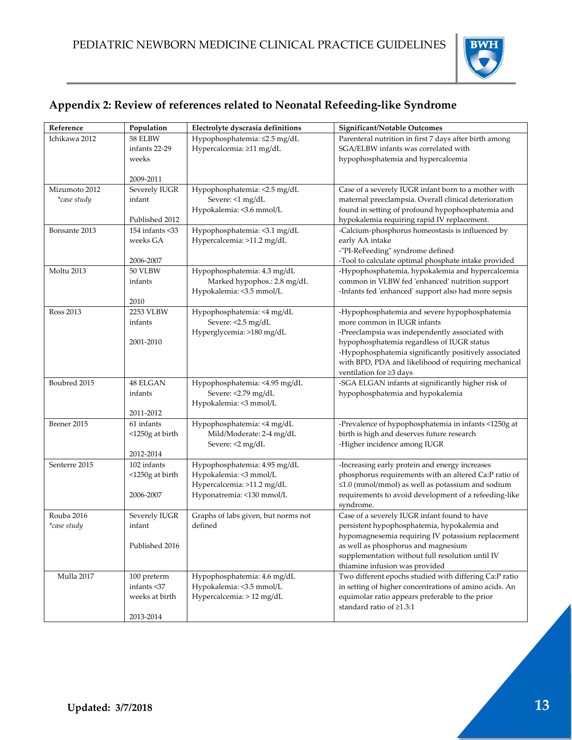## Appendix 2: Review of references related to Neonatal Refeeding-like Syndrome

| Reference | Population | Electrolyte dyscrasia definitions | Significant/Notable Outcomes |
|---|---|---|---|
| Ichikawa 2012 | 58 ELBW infants 22-29 weeks<br><br>2009-2011 | Hypophosphatemia: ≤2.5 mg/dL<br>Hypercalcemia: ≥11 mg/dL | Parenteral nutrition in first 7 days after birth among SGA/ELBW infants was correlated with hypophosphatemia and hypercalcemia |
| Mizumoto 2012<br>*case study | Severely IUGR infant<br><br>Published 2012 | Hypophosphatemia: <2.5 mg/dL<br>Severe: <1 mg/dL<br>Hypokalemia: <3.6 mmol/L | Case of a severely IUGR infant born to a mother with maternal preeclampsia. Overall clinical deterioration found in setting of profound hypophosphatemia and hypokalemia requiring rapid IV replacement. |
| Bonsante 2013 | 154 infants <33 weeks GA<br><br>2006-2007 | Hypophosphatemia: <3.1 mg/dL<br>Hypercalcemia: >11.2 mg/dL | -Calcium-phosphorus homeostasis is influenced by early AA intake<br>-"PI-ReFeeding" syndrome defined<br>-Tool to calculate optimal phosphate intake provided |
| Moltu 2013 | 50 VLBW infants<br><br>2010 | Hypophosphatemia: 4.3 mg/dL<br>Marked hypophos.: 2.8 mg/dL<br>Hypokalemia: <3.5 mmol/L | -Hypophosphatemia, hypokalemia and hypercalcemia common in VLBW fed 'enhanced' nutrition support<br>-Infants fed 'enhanced' support also had more sepsis |
| Ross 2013 | 2253 VLBW infants<br><br>2001-2010 | Hypophosphatemia: <4 mg/dL<br>Severe: <2.5 mg/dL<br>Hyperglycemia: >180 mg/dL | -Hypophosphatemia and severe hypophosphatemia more common in IUGR infants<br>-Preeclampsia was independently associated with hypophosphatemia regardless of IUGR status<br>-Hypophosphatemia significantly positively associated with BPD, PDA and likelihood of requiring mechanical ventilation for ≥3 days |
| Boubred 2015 | 48 ELGAN infants<br><br>2011-2012 | Hypophosphatemia: <4.95 mg/dL<br>Severe: <2.79 mg/dL<br>Hypokalemia: <3 mmol/L | -SGA ELGAN infants at significantly higher risk of hypophosphatemia and hypokalemia |
| Brener 2015 | 61 infants <1250g at birth<br><br>2012-2014 | Hypophosphatemia: <4 mg/dL<br>Mild/Moderate: 2-4 mg/dL<br>Severe: <2 mg/dL | -Prevalence of hypophosphatemia in infants <1250g at birth is high and deserves future research<br>-Higher incidence among IUGR |
| Senterre 2015 | 102 infants <1250g at birth<br><br>2006-2007 | Hypophosphatemia: 4.95 mg/dL<br>Hypokalemia: <3 mmol/L<br>Hypercalcemia: >11.2 mg/dL<br>Hyponatremia: <130 mmol/L | -Increasing early protein and energy increases phosphorus requirements with an altered Ca:P ratio of ≤1.0 (mmol/mmol) as well as potassium and sodium requirements to avoid development of a refeeding-like syndrome. |
| Rouba 2016<br>*case study | Severely IUGR infant<br><br>Published 2016 | Graphs of labs given, but norms not defined | Case of a severely IUGR infant found to have persistent hypophosphatemia, hypokalemia and hypomagnesemia requiring IV potassium replacement as well as phosphorus and magnesium supplementation without full resolution until IV thiamine infusion was provided |
| Mulla 2017 | 100 preterm infants <37 weeks at birth<br><br>2013-2014 | Hypophosphatemia: 4.6 mg/dL<br>Hypokalemia: <3.5 mmol/L<br>Hypercalcemia: > 12 mg/dL | Two different epochs studied with differing Ca:P ratio in setting of higher concentrations of amino acids. An equimolar ratio appears preferable to the prior standard ratio of ≥1.3:1 |

**Updated: 3/7/2018**